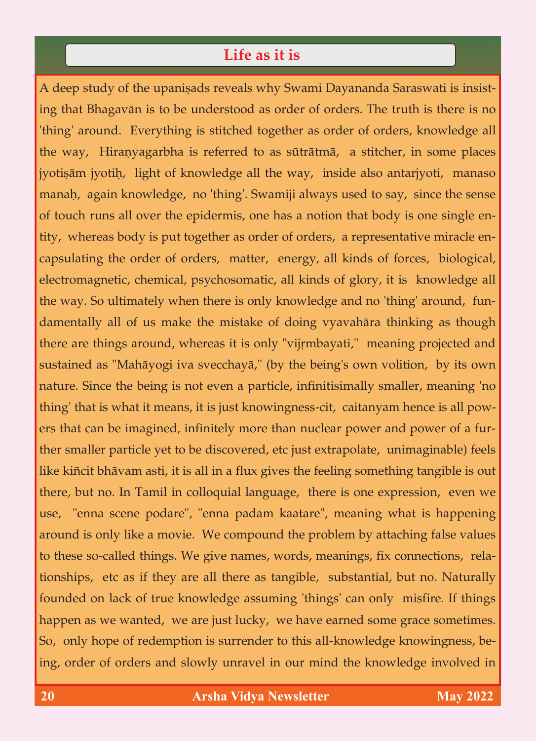## Life as it is

A deep study of the upaniṣads reveals why Swami Dayananda Saraswati is insisting that Bhagavān is to be understood as order of orders. The truth is there is no 'thing' around. Everything is stitched together as order of orders, knowledge all the way, Hiraṇyagarbha is referred to as sūtrātmā, a stitcher, in some places jyotiṣām jyotiḥ, light of knowledge all the way, inside also antarjyoti, manaso manaḥ, again knowledge, no 'thing'. Swamiji always used to say, since the sense of touch runs all over the epidermis, one has a notion that body is one single entity, whereas body is put together as order of orders, a representative miracle encapsulating the order of orders, matter, energy, all kinds of forces, biological, electromagnetic, chemical, psychosomatic, all kinds of glory, it is knowledge all the way. So ultimately when there is only knowledge and no 'thing' around, fundamentally all of us make the mistake of doing vyavahāra thinking as though there are things around, whereas it is only "vijṛmbayati," meaning projected and sustained as "Mahāyogi iva svecchayā," (by the being's own volition, by its own nature. Since the being is not even a particle, infinitisimally smaller, meaning 'no thing' that is what it means, it is just knowingness-cit, caitanyam hence is all powers that can be imagined, infinitely more than nuclear power and power of a further smaller particle yet to be discovered, etc just extrapolate, unimaginable) feels like kiñcit bhāvam asti, it is all in a flux gives the feeling something tangible is out there, but no. In Tamil in colloquial language, there is one expression, even we use, "enna scene podare", "enna padam kaatare", meaning what is happening around is only like a movie. We compound the problem by attaching false values to these so-called things. We give names, words, meanings, fix connections, relationships, etc as if they are all there as tangible, substantial, but no. Naturally founded on lack of true knowledge assuming 'things' can only misfire. If things happen as we wanted, we are just lucky, we have earned some grace sometimes. So, only hope of redemption is surrender to this all-knowledge knowingness, being, order of orders and slowly unravel in our mind the knowledge involved in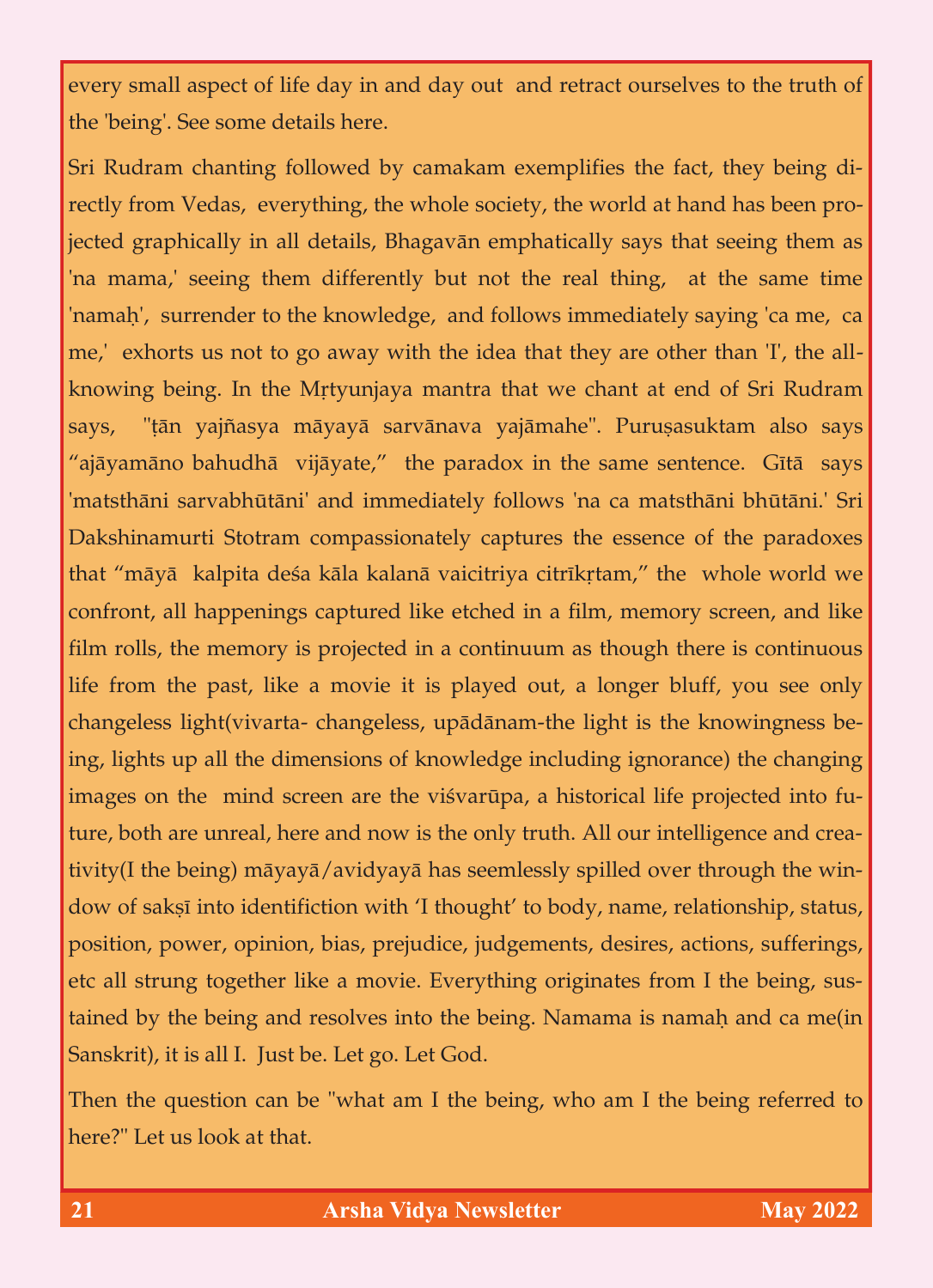every small aspect of life day in and day out and retract ourselves to the truth of the 'being'. See some details here.

Sri Rudram chanting followed by camakam exemplifies the fact, they being directly from Vedas, everything, the whole society, the world at hand has been projected graphically in all details, Bhagavān emphatically says that seeing them as 'na mama,' seeing them differently but not the real thing, at the same time 'namaḥ', surrender to the knowledge, and follows immediately saying 'ca me, ca me,' exhorts us not to go away with the idea that they are other than 'I', the all-knowing being. In the Mṛtyunjaya mantra that we chant at end of Sri Rudram says, "ṭān yajñasya māyayā sarvānava yajāmahe". Puruṣasuktam also says "ajāyamāno bahudhā vijāyate," the paradox in the same sentence. Gītā says 'matsthāni sarvabhūtāni' and immediately follows 'na ca matsthāni bhūtāni.' Sri Dakshinamurti Stotram compassionately captures the essence of the paradoxes that "māyā kalpita deśa kāla kalanā vaicitriya citrīkṛtam," the whole world we confront, all happenings captured like etched in a film, memory screen, and like film rolls, the memory is projected in a continuum as though there is continuous life from the past, like a movie it is played out, a longer bluff, you see only changeless light(vivarta- changeless, upādānam-the light is the knowingness being, lights up all the dimensions of knowledge including ignorance) the changing images on the mind screen are the viśvarūpa, a historical life projected into future, both are unreal, here and now is the only truth. All our intelligence and creativity(I the being) māyayā/avidyayā has seemlessly spilled over through the window of sakṣī into identifiction with 'I thought' to body, name, relationship, status, position, power, opinion, bias, prejudice, judgements, desires, actions, sufferings, etc all strung together like a movie. Everything originates from I the being, sustained by the being and resolves into the being. Namama is namaḥ and ca me(in Sanskrit), it is all I. Just be. Let go. Let God.

Then the question can be "what am I the being, who am I the being referred to here?" Let us look at that.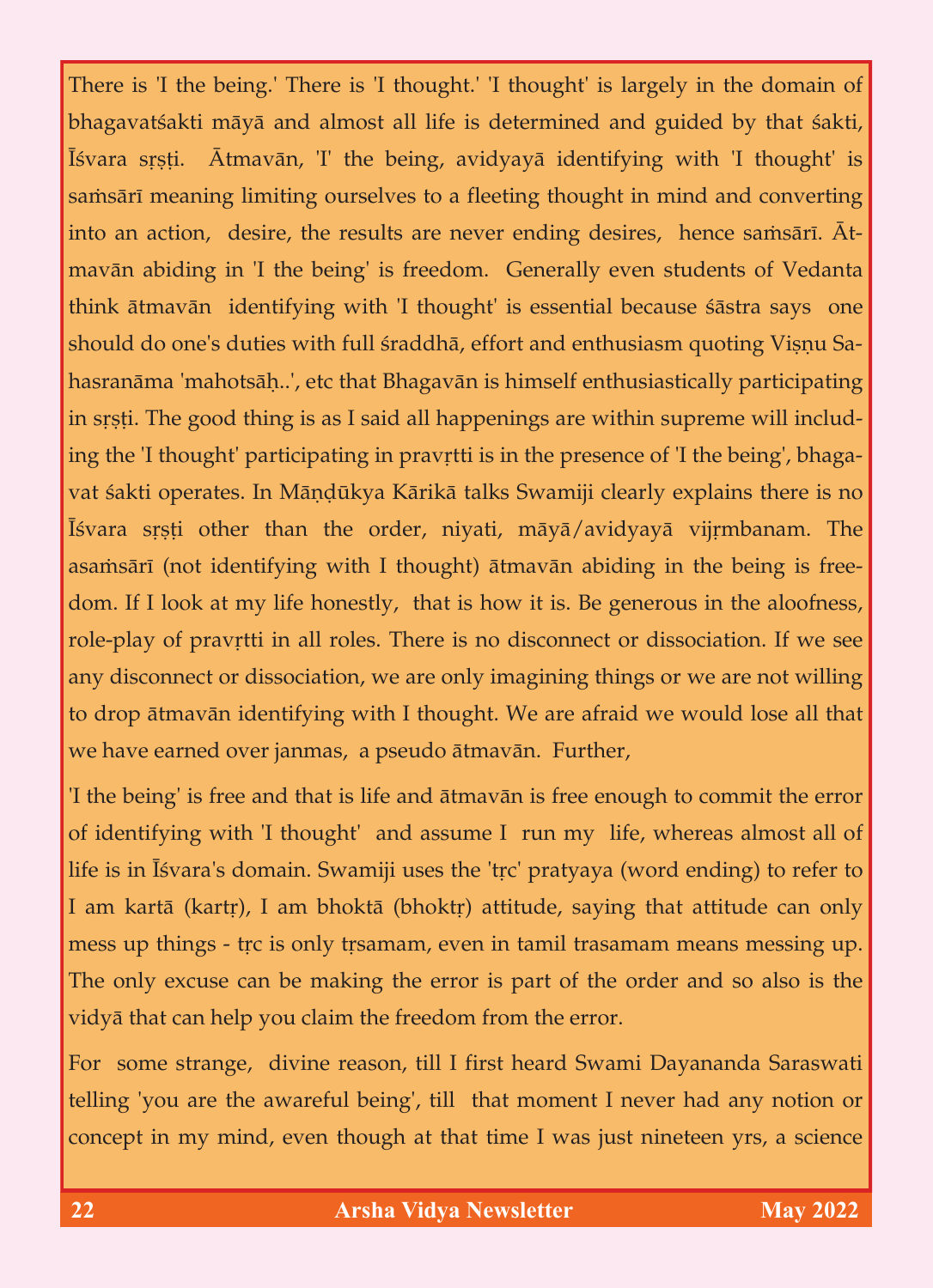There is 'I the being.' There is 'I thought.' 'I thought' is largely in the domain of bhagavatśakti māyā and almost all life is determined and guided by that śakti, Īśvara sṛṣṭi. Ātmavān, 'I' the being, avidyayā identifying with 'I thought' is saṁsārī meaning limiting ourselves to a fleeting thought in mind and converting into an action, desire, the results are never ending desires, hence saṁsārī. Ātmavān abiding in 'I the being' is freedom. Generally even students of Vedanta think ātmavān identifying with 'I thought' is essential because śāstra says one should do one's duties with full śraddhā, effort and enthusiasm quoting Viṣṇu Sahasranāma 'mahotsāḥ..', etc that Bhagavān is himself enthusiastically participating in sṛṣṭi. The good thing is as I said all happenings are within supreme will including the 'I thought' participating in pravṛtti is in the presence of 'I the being', bhagavat śakti operates. In Māṇḍūkya Kārikā talks Swamiji clearly explains there is no Īśvara sṛṣṭi other than the order, niyati, māyā/avidyayā vijṛmbanam. The asaṁsārī (not identifying with I thought) ātmavān abiding in the being is freedom. If I look at my life honestly, that is how it is. Be generous in the aloofness, role-play of pravṛtti in all roles. There is no disconnect or dissociation. If we see any disconnect or dissociation, we are only imagining things or we are not willing to drop ātmavān identifying with I thought. We are afraid we would lose all that we have earned over janmas, a pseudo ātmavān. Further,

'I the being' is free and that is life and ātmavān is free enough to commit the error of identifying with 'I thought' and assume I run my life, whereas almost all of life is in Īśvara's domain. Swamiji uses the 'tṛc' pratyaya (word ending) to refer to I am kartā (kartṛ), I am bhoktā (bhoktṛ) attitude, saying that attitude can only mess up things - tṛc is only tṛsamam, even in tamil trasamam means messing up. The only excuse can be making the error is part of the order and so also is the vidyā that can help you claim the freedom from the error.

For some strange, divine reason, till I first heard Swami Dayananda Saraswati telling 'you are the awareful being', till that moment I never had any notion or concept in my mind, even though at that time I was just nineteen yrs, a science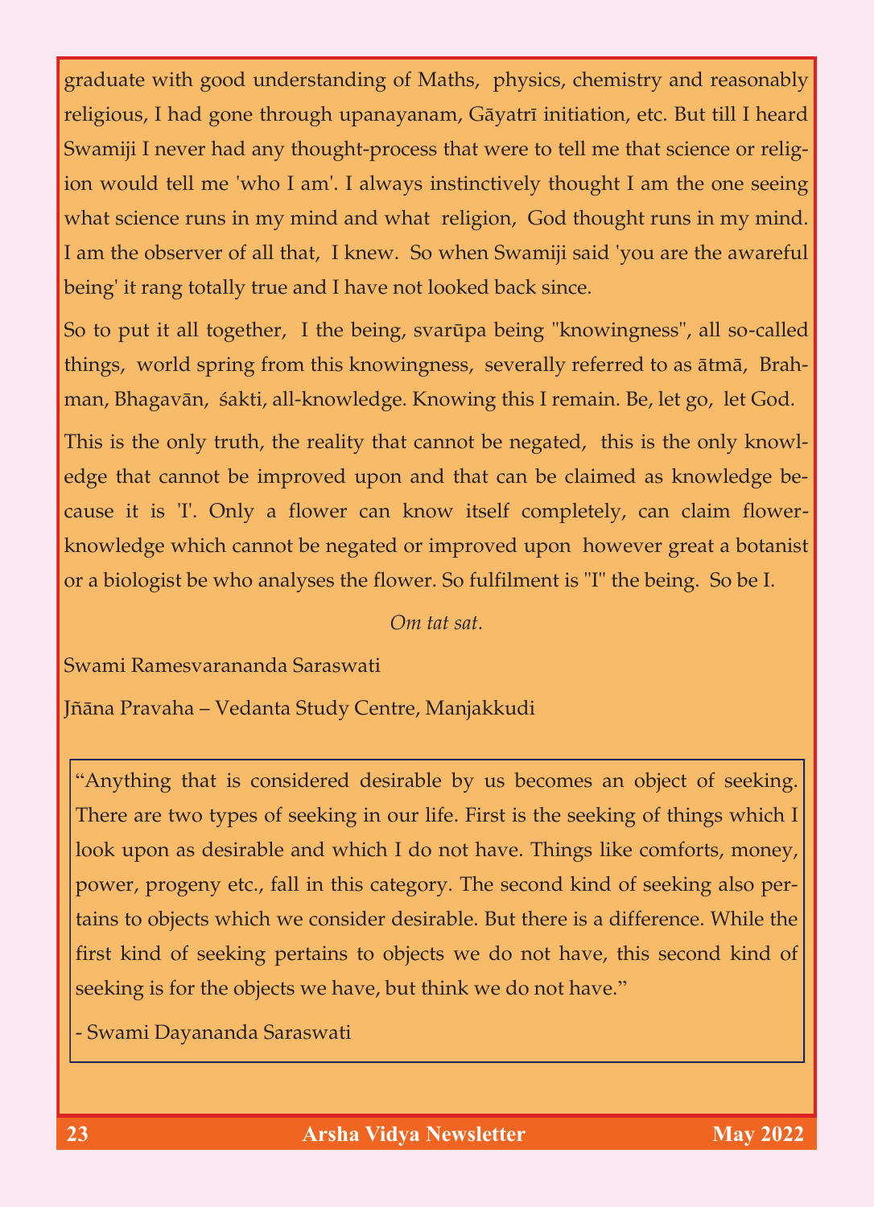graduate with good understanding of Maths, physics, chemistry and reasonably religious, I had gone through upanayanam, Gāyatrī initiation, etc. But till I heard Swamiji I never had any thought-process that were to tell me that science or religion would tell me 'who I am'. I always instinctively thought I am the one seeing what science runs in my mind and what religion, God thought runs in my mind. I am the observer of all that, I knew. So when Swamiji said 'you are the awareful being' it rang totally true and I have not looked back since.

So to put it all together, I the being, svarūpa being "knowingness", all so-called things, world spring from this knowingness, severally referred to as ātmā, Brahman, Bhagavān, śakti, all-knowledge. Knowing this I remain. Be, let go, let God.

This is the only truth, the reality that cannot be negated, this is the only knowledge that cannot be improved upon and that can be claimed as knowledge because it is 'I'. Only a flower can know itself completely, can claim flower-knowledge which cannot be negated or improved upon however great a botanist or a biologist be who analyses the flower. So fulfilment is "I" the being. So be I.

*Om tat sat.*

Swami Ramesvarananda Saraswati

Jñāna Pravaha – Vedanta Study Centre, Manjakkudi

> "Anything that is considered desirable by us becomes an object of seeking. There are two types of seeking in our life. First is the seeking of things which I look upon as desirable and which I do not have. Things like comforts, money, power, progeny etc., fall in this category. The second kind of seeking also pertains to objects which we consider desirable. But there is a difference. While the first kind of seeking pertains to objects we do not have, this second kind of seeking is for the objects we have, but think we do not have."
>
> - Swami Dayananda Saraswati